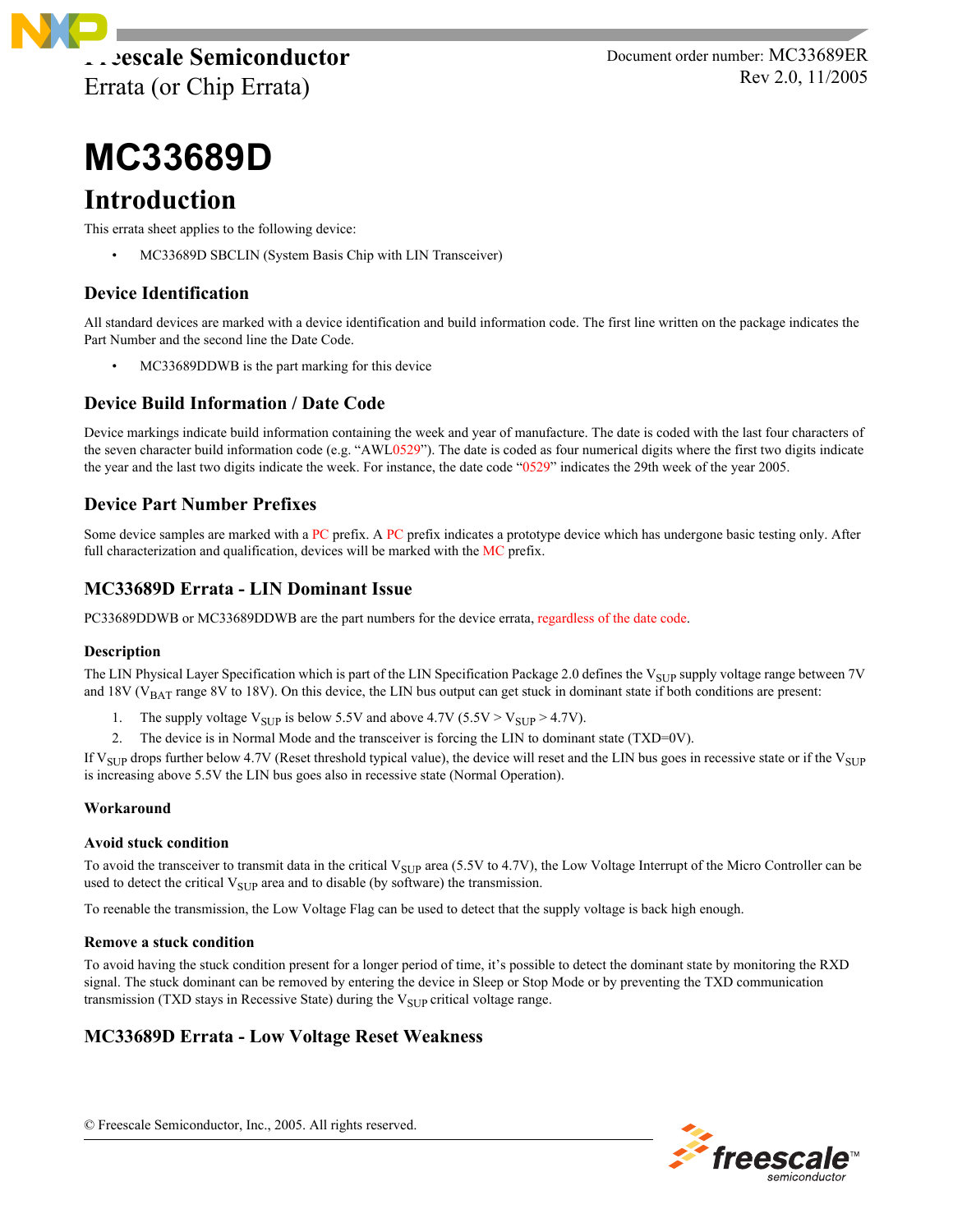Freescale Semiconductor
Errata (or Chip Errata)

Document order number: MC33689ER
Rev 2.0, 11/2005

# MC33689D

## Introduction

This errata sheet applies to the following device:

- MC33689D SBCLIN (System Basis Chip with LIN Transceiver)

### Device Identification

All standard devices are marked with a device identification and build information code. The first line written on the package indicates the Part Number and the second line the Date Code.

- MC33689DDWB is the part marking for this device

### Device Build Information / Date Code

Device markings indicate build information containing the week and year of manufacture. The date is coded with the last four characters of the seven character build information code (e.g. "AWL0529"). The date is coded as four numerical digits where the first two digits indicate the year and the last two digits indicate the week. For instance, the date code "0529" indicates the 29th week of the year 2005.

### Device Part Number Prefixes

Some device samples are marked with a PC prefix. A PC prefix indicates a prototype device which has undergone basic testing only. After full characterization and qualification, devices will be marked with the MC prefix.

### MC33689D Errata - LIN Dominant Issue

PC33689DDWB or MC33689DDWB are the part numbers for the device errata, regardless of the date code.

#### Description

The LIN Physical Layer Specification which is part of the LIN Specification Package 2.0 defines the $V_{SUP}$ supply voltage range between 7V and 18V ($V_{BAT}$ range 8V to 18V). On this device, the LIN bus output can get stuck in dominant state if both conditions are present:

1. The supply voltage $V_{SUP}$ is below 5.5V and above 4.7V (5.5V > $V_{SUP}$ > 4.7V).
2. The device is in Normal Mode and the transceiver is forcing the LIN to dominant state (TXD=0V).

If $V_{SUP}$ drops further below 4.7V (Reset threshold typical value), the device will reset and the LIN bus goes in recessive state or if the $V_{SUP}$ is increasing above 5.5V the LIN bus goes also in recessive state (Normal Operation).

#### Workaround

#### Avoid stuck condition

To avoid the transceiver to transmit data in the critical $V_{SUP}$ area (5.5V to 4.7V), the Low Voltage Interrupt of the Micro Controller can be used to detect the critical $V_{SUP}$ area and to disable (by software) the transmission.

To reenable the transmission, the Low Voltage Flag can be used to detect that the supply voltage is back high enough.

#### Remove a stuck condition

To avoid having the stuck condition present for a longer period of time, it's possible to detect the dominant state by monitoring the RXD signal. The stuck dominant can be removed by entering the device in Sleep or Stop Mode or by preventing the TXD communication transmission (TXD stays in Recessive State) during the $V_{SUP}$ critical voltage range.

### MC33689D Errata - Low Voltage Reset Weakness

© Freescale Semiconductor, Inc., 2005. All rights reserved.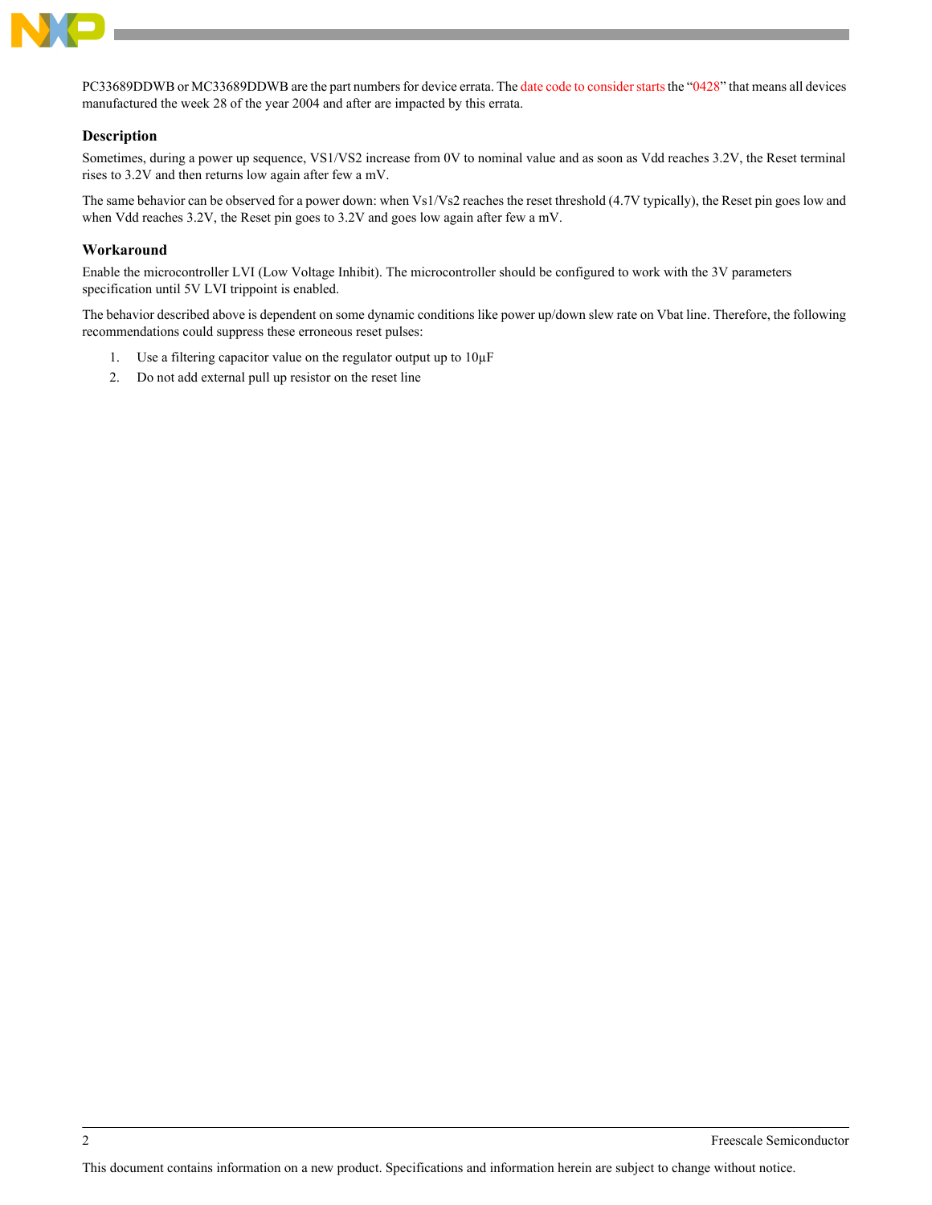PC33689DDWB or MC33689DDWB are the part numbers for device errata. The date code to consider starts the "0428" that means all devices manufactured the week 28 of the year 2004 and after are impacted by this errata.

### Description

Sometimes, during a power up sequence, VS1/VS2 increase from 0V to nominal value and as soon as Vdd reaches 3.2V, the Reset terminal rises to 3.2V and then returns low again after few a mV.

The same behavior can be observed for a power down: when Vs1/Vs2 reaches the reset threshold (4.7V typically), the Reset pin goes low and when Vdd reaches 3.2V, the Reset pin goes to 3.2V and goes low again after few a mV.

### Workaround

Enable the microcontroller LVI (Low Voltage Inhibit). The microcontroller should be configured to work with the 3V parameters specification until 5V LVI trippoint is enabled.

The behavior described above is dependent on some dynamic conditions like power up/down slew rate on Vbat line. Therefore, the following recommendations could suppress these erroneous reset pulses:

1. Use a filtering capacitor value on the regulator output up to 10µF
2. Do not add external pull up resistor on the reset line

This document contains information on a new product. Specifications and information herein are subject to change without notice.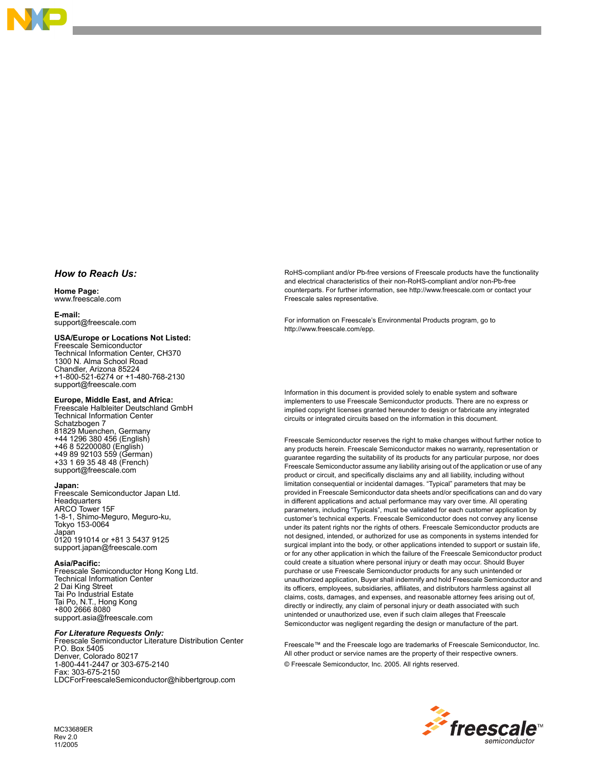*How to Reach Us:*

**Home Page:**
www.freescale.com

**E-mail:**
support@freescale.com

**USA/Europe or Locations Not Listed:**
Freescale Semiconductor
Technical Information Center, CH370
1300 N. Alma School Road
Chandler, Arizona 85224
+1-800-521-6274 or +1-480-768-2130
support@freescale.com

**Europe, Middle East, and Africa:**
Freescale Halbleiter Deutschland GmbH
Technical Information Center
Schatzbogen 7
81829 Muenchen, Germany
+44 1296 380 456 (English)
+46 8 52200080 (English)
+49 89 92103 559 (German)
+33 1 69 35 48 48 (French)
support@freescale.com

**Japan:**
Freescale Semiconductor Japan Ltd.
Headquarters
ARCO Tower 15F
1-8-1, Shimo-Meguro, Meguro-ku,
Tokyo 153-0064
Japan
0120 191014 or +81 3 5437 9125
support.japan@freescale.com

**Asia/Pacific:**
Freescale Semiconductor Hong Kong Ltd.
Technical Information Center
2 Dai King Street
Tai Po Industrial Estate
Tai Po, N.T., Hong Kong
+800 2666 8080
support.asia@freescale.com

***For Literature Requests Only:***
Freescale Semiconductor Literature Distribution Center
P.O. Box 5405
Denver, Colorado 80217
1-800-441-2447 or 303-675-2140
Fax: 303-675-2150
LDCForFreescaleSemiconductor@hibbertgroup.com

RoHS-compliant and/or Pb-free versions of Freescale products have the functionality and electrical characteristics of their non-RoHS-compliant and/or non-Pb-free counterparts. For further information, see http://www.freescale.com or contact your Freescale sales representative.

For information on Freescale's Environmental Products program, go to http://www.freescale.com/epp.

Information in this document is provided solely to enable system and software implementers to use Freescale Semiconductor products. There are no express or implied copyright licenses granted hereunder to design or fabricate any integrated circuits or integrated circuits based on the information in this document.

Freescale Semiconductor reserves the right to make changes without further notice to any products herein. Freescale Semiconductor makes no warranty, representation or guarantee regarding the suitability of its products for any particular purpose, nor does Freescale Semiconductor assume any liability arising out of the application or use of any product or circuit, and specifically disclaims any and all liability, including without limitation consequential or incidental damages. "Typical" parameters that may be provided in Freescale Semiconductor data sheets and/or specifications can and do vary in different applications and actual performance may vary over time. All operating parameters, including "Typicals", must be validated for each customer application by customer's technical experts. Freescale Semiconductor does not convey any license under its patent rights nor the rights of others. Freescale Semiconductor products are not designed, intended, or authorized for use as components in systems intended for surgical implant into the body, or other applications intended to support or sustain life, or for any other application in which the failure of the Freescale Semiconductor product could create a situation where personal injury or death may occur. Should Buyer purchase or use Freescale Semiconductor products for any such unintended or unauthorized application, Buyer shall indemnify and hold Freescale Semiconductor and its officers, employees, subsidiaries, affiliates, and distributors harmless against all claims, costs, damages, and expenses, and reasonable attorney fees arising out of, directly or indirectly, any claim of personal injury or death associated with such unintended or unauthorized use, even if such claim alleges that Freescale Semiconductor was negligent regarding the design or manufacture of the part.

Freescale™ and the Freescale logo are trademarks of Freescale Semiconductor, Inc. All other product or service names are the property of their respective owners.

© Freescale Semiconductor, Inc. 2005. All rights reserved.

MC33689ER
Rev 2.0
11/2005